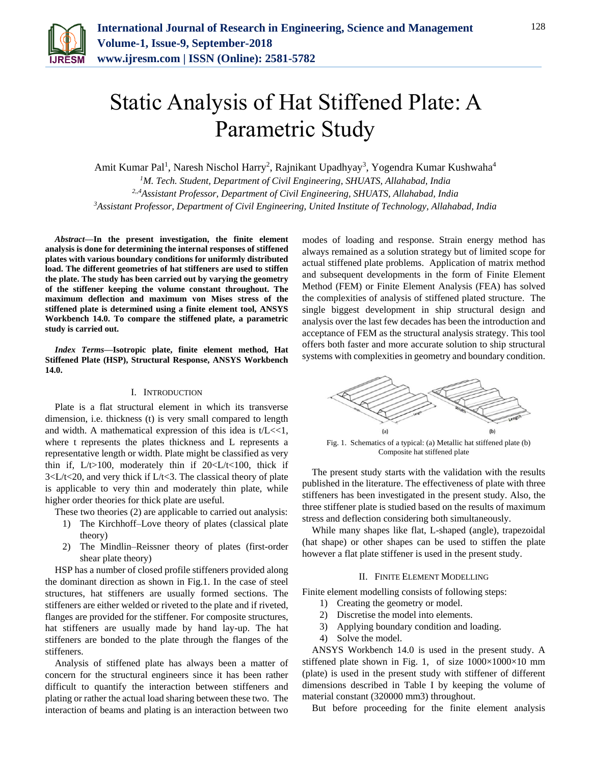# Static Analysis of Hat Stiffened Plate: A Parametric Study

Amit Kumar Pal[1], Naresh Nischol Harry[2], Rajnikant Upadhyay[3], Yogendra Kumar Kushwaha[4]

[1]*M. Tech. Student, Department of Civil Engineering, SHUATS, Allahabad, India*
[2,4]*Assistant Professor, Department of Civil Engineering, SHUATS, Allahabad, India*
[3]*Assistant Professor, Department of Civil Engineering, United Institute of Technology, Allahabad, India*

***Abstract*—In the present investigation, the finite element analysis is done for determining the internal responses of stiffened plates with various boundary conditions for uniformly distributed load. The different geometries of hat stiffeners are used to stiffen the plate. The study has been carried out by varying the geometry of the stiffener keeping the volume constant throughout. The maximum deflection and maximum von Mises stress of the stiffened plate is determined using a finite element tool, ANSYS Workbench 14.0. To compare the stiffened plate, a parametric study is carried out.**

***Index Terms*—Isotropic plate, finite element method, Hat Stiffened Plate (HSP), Structural Response, ANSYS Workbench 14.0.**

## I. Introduction

Plate is a flat structural element in which its transverse dimension, i.e. thickness (t) is very small compared to length and width. A mathematical expression of this idea is $t/L<<1$, where t represents the plates thickness and L represents a representative length or width. Plate might be classified as very thin if, $L/t>100$, moderately thin if $20<L/t<100$, thick if $3<L/t<20$, and very thick if $L/t<3$. The classical theory of plate is applicable to very thin and moderately thin plate, while higher order theories for thick plate are useful.

These two theories (2) are applicable to carried out analysis:

1) The Kirchhoff–Love theory of plates (classical plate theory)
2) The Mindlin–Reissner theory of plates (first-order shear plate theory)

HSP has a number of closed profile stiffeners provided along the dominant direction as shown in Fig.1. In the case of steel structures, hat stiffeners are usually formed sections. The stiffeners are either welded or riveted to the plate and if riveted, flanges are provided for the stiffener. For composite structures, hat stiffeners are usually made by hand lay-up. The hat stiffeners are bonded to the plate through the flanges of the stiffeners.

Analysis of stiffened plate has always been a matter of concern for the structural engineers since it has been rather difficult to quantify the interaction between stiffeners and plating or rather the actual load sharing between these two. The interaction of beams and plating is an interaction between two modes of loading and response. Strain energy method has always remained as a solution strategy but of limited scope for actual stiffened plate problems. Application of matrix method and subsequent developments in the form of Finite Element Method (FEM) or Finite Element Analysis (FEA) has solved the complexities of analysis of stiffened plated structure. The single biggest development in ship structural design and analysis over the last few decades has been the introduction and acceptance of FEM as the structural analysis strategy. This tool offers both faster and more accurate solution to ship structural systems with complexities in geometry and boundary condition.

Fig. 1. Schematics of a typical: (a) Metallic hat stiffened plate (b) Composite hat stiffened plate

The present study starts with the validation with the results published in the literature. The effectiveness of plate with three stiffeners has been investigated in the present study. Also, the three stiffener plate is studied based on the results of maximum stress and deflection considering both simultaneously.

While many shapes like flat, L-shaped (angle), trapezoidal (hat shape) or other shapes can be used to stiffen the plate however a flat plate stiffener is used in the present study.

## II. Finite Element Modelling

Finite element modelling consists of following steps:

1) Creating the geometry or model.
2) Discretise the model into elements.
3) Applying boundary condition and loading.
4) Solve the model.

ANSYS Workbench 14.0 is used in the present study. A stiffened plate shown in Fig. 1, of size 1000×1000×10 mm (plate) is used in the present study with stiffener of different dimensions described in Table I by keeping the volume of material constant (320000 mm3) throughout.

But before proceeding for the finite element analysis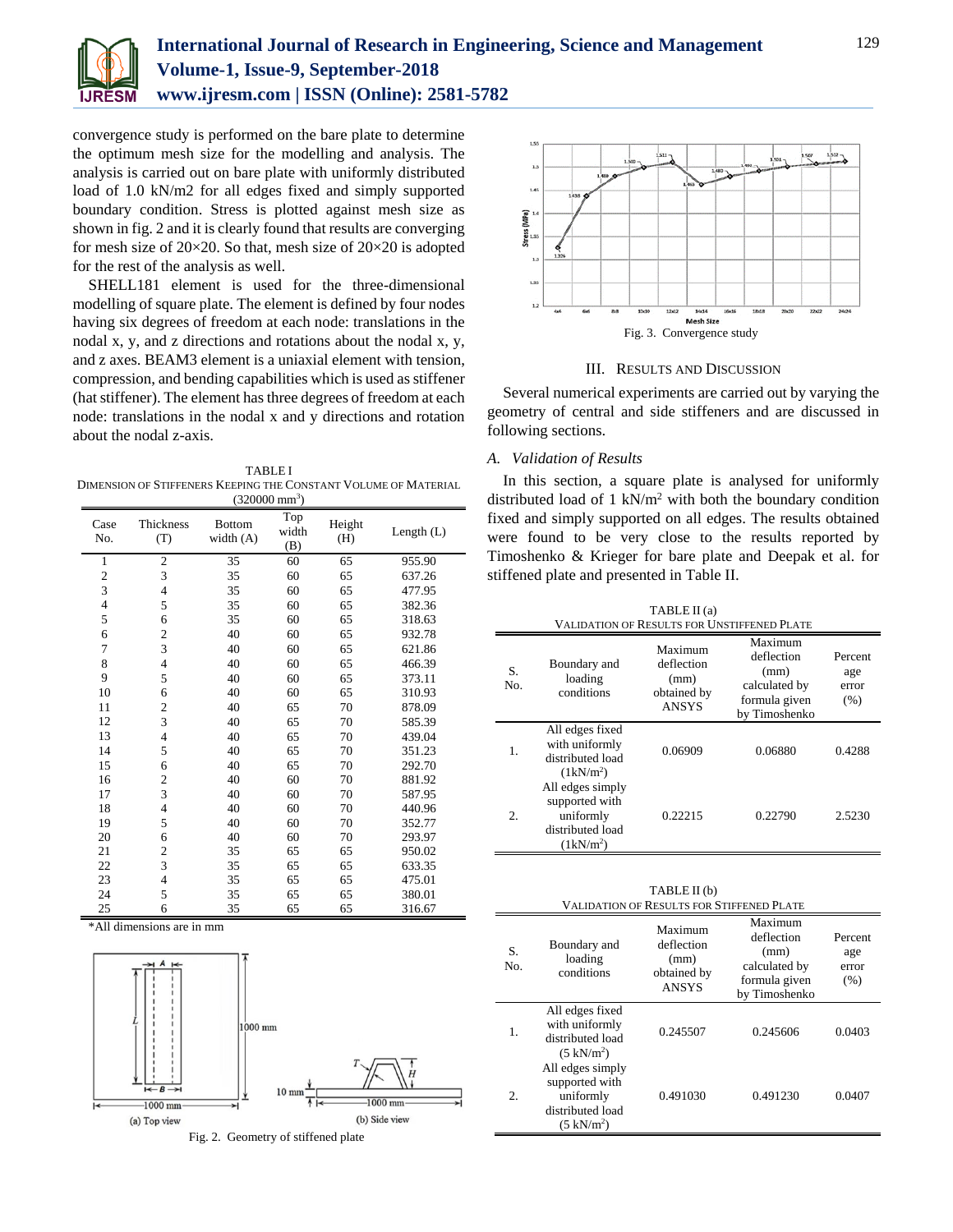convergence study is performed on the bare plate to determine the optimum mesh size for the modelling and analysis. The analysis is carried out on bare plate with uniformly distributed load of 1.0 kN/m2 for all edges fixed and simply supported boundary condition. Stress is plotted against mesh size as shown in fig. 2 and it is clearly found that results are converging for mesh size of 20×20. So that, mesh size of 20×20 is adopted for the rest of the analysis as well.

SHELL181 element is used for the three-dimensional modelling of square plate. The element is defined by four nodes having six degrees of freedom at each node: translations in the nodal x, y, and z directions and rotations about the nodal x, y, and z axes. BEAM3 element is a uniaxial element with tension, compression, and bending capabilities which is used as stiffener (hat stiffener). The element has three degrees of freedom at each node: translations in the nodal x and y directions and rotation about the nodal z-axis.

TABLE I
DIMENSION OF STIFFENERS KEEPING THE CONSTANT VOLUME OF MATERIAL (320000 mm$^3$)

| Case No. | Thickness (T) | Bottom width (A) | Top width (B) | Height (H) | Length (L) |
|---|---|---|---|---|---|
| 1 | 2 | 35 | 60 | 65 | 955.90 |
| 2 | 3 | 35 | 60 | 65 | 637.26 |
| 3 | 4 | 35 | 60 | 65 | 477.95 |
| 4 | 5 | 35 | 60 | 65 | 382.36 |
| 5 | 6 | 35 | 60 | 65 | 318.63 |
| 6 | 2 | 40 | 60 | 65 | 932.78 |
| 7 | 3 | 40 | 60 | 65 | 621.86 |
| 8 | 4 | 40 | 60 | 65 | 466.39 |
| 9 | 5 | 40 | 60 | 65 | 373.11 |
| 10 | 6 | 40 | 60 | 65 | 310.93 |
| 11 | 2 | 40 | 65 | 70 | 878.09 |
| 12 | 3 | 40 | 65 | 70 | 585.39 |
| 13 | 4 | 40 | 65 | 70 | 439.04 |
| 14 | 5 | 40 | 65 | 70 | 351.23 |
| 15 | 6 | 40 | 65 | 70 | 292.70 |
| 16 | 2 | 40 | 60 | 70 | 881.92 |
| 17 | 3 | 40 | 60 | 70 | 587.95 |
| 18 | 4 | 40 | 60 | 70 | 440.96 |
| 19 | 5 | 40 | 60 | 70 | 352.77 |
| 20 | 6 | 40 | 60 | 70 | 293.97 |
| 21 | 2 | 35 | 65 | 65 | 950.02 |
| 22 | 3 | 35 | 65 | 65 | 633.35 |
| 23 | 4 | 35 | 65 | 65 | 475.01 |
| 24 | 5 | 35 | 65 | 65 | 380.01 |
| 25 | 6 | 35 | 65 | 65 | 316.67 |

*All dimensions are in mm

Fig. 2. Geometry of stiffened plate

Fig. 3. Convergence study

## III. Results and Discussion

Several numerical experiments are carried out by varying the geometry of central and side stiffeners and are discussed in following sections.

### A. Validation of Results

In this section, a square plate is analysed for uniformly distributed load of 1 kN/m$^2$ with both the boundary condition fixed and simply supported on all edges. The results obtained were found to be very close to the results reported by Timoshenko & Krieger for bare plate and Deepak et al. for stiffened plate and presented in Table II.

TABLE II (a)
VALIDATION OF RESULTS FOR UNSTIFFENED PLATE

| S. No. | Boundary and loading conditions | Maximum deflection (mm) obtained by ANSYS | Maximum deflection (mm) calculated by formula given by Timoshenko | Percentage error (%) |
|---|---|---|---|---|
| 1. | All edges fixed with uniformly distributed load (1kN/m$^2$) | 0.06909 | 0.06880 | 0.4288 |
| 2. | All edges simply supported with uniformly distributed load (1kN/m$^2$) | 0.22215 | 0.22790 | 2.5230 |

TABLE II (b)
VALIDATION OF RESULTS FOR STIFFENED PLATE

| S. No. | Boundary and loading conditions | Maximum deflection (mm) obtained by ANSYS | Maximum deflection (mm) calculated by formula given by Timoshenko | Percentage error (%) |
|---|---|---|---|---|
| 1. | All edges fixed with uniformly distributed load (5 kN/m$^2$) | 0.245507 | 0.245606 | 0.0403 |
| 2. | All edges simply supported with uniformly distributed load (5 kN/m$^2$) | 0.491030 | 0.491230 | 0.0407 |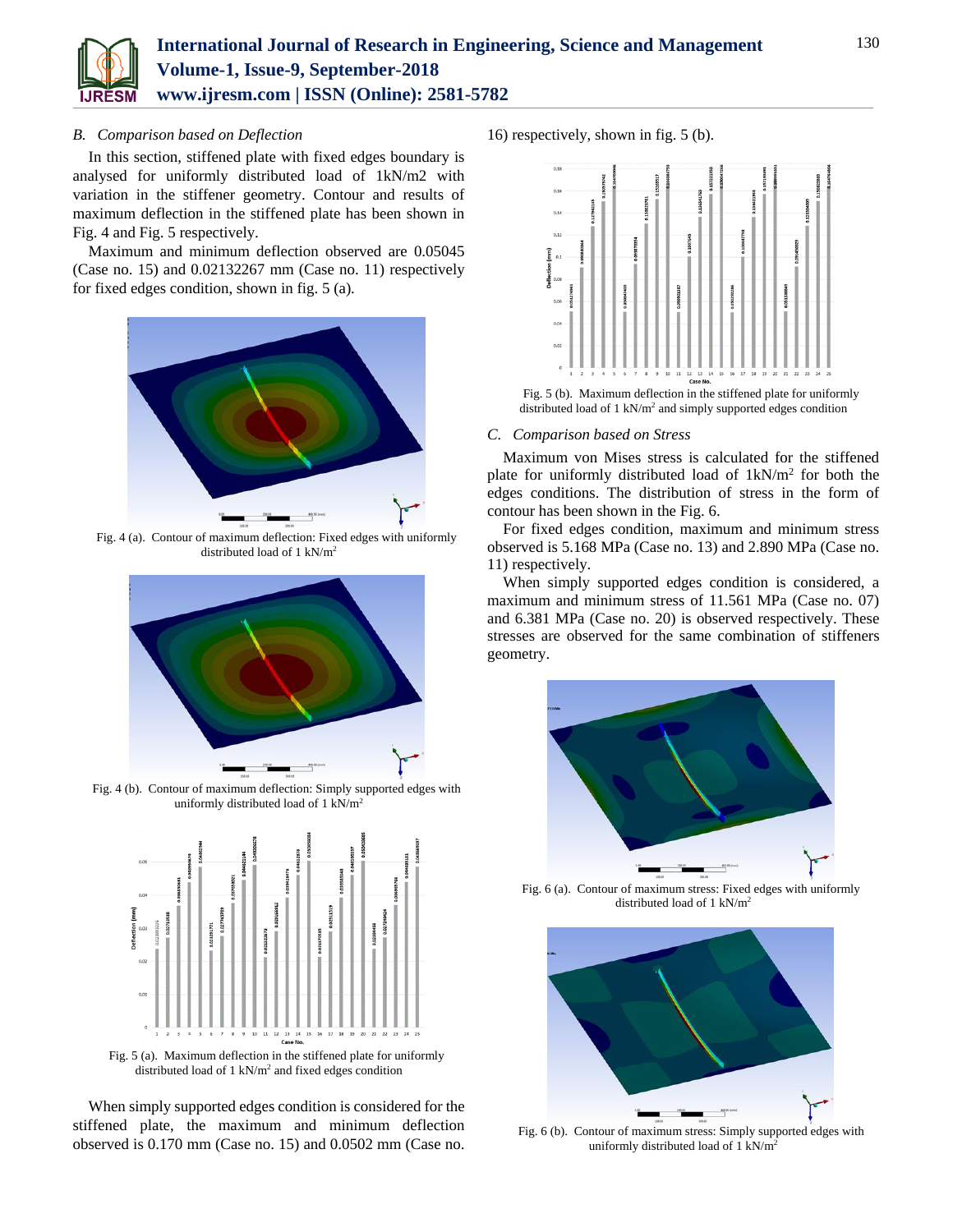## B. Comparison based on Deflection

In this section, stiffened plate with fixed edges boundary is analysed for uniformly distributed load of 1kN/m2 with variation in the stiffener geometry. Contour and results of maximum deflection in the stiffened plate has been shown in Fig. 4 and Fig. 5 respectively.

Maximum and minimum deflection observed are 0.05045 (Case no. 15) and 0.02132267 mm (Case no. 11) respectively for fixed edges condition, shown in fig. 5 (a).

Fig. 4 (a). Contour of maximum deflection: Fixed edges with uniformly distributed load of 1 kN/m$^2$

Fig. 4 (b). Contour of maximum deflection: Simply supported edges with uniformly distributed load of 1 kN/m$^2$

Fig. 5 (a). Maximum deflection in the stiffened plate for uniformly distributed load of 1 kN/m$^2$ and fixed edges condition

When simply supported edges condition is considered for the stiffened plate, the maximum and minimum deflection observed is 0.170 mm (Case no. 15) and 0.0502 mm (Case no. 16) respectively, shown in fig. 5 (b).

Fig. 5 (b). Maximum deflection in the stiffened plate for uniformly distributed load of 1 kN/m$^2$ and simply supported edges condition

## C. Comparison based on Stress

Maximum von Mises stress is calculated for the stiffened plate for uniformly distributed load of 1kN/m$^2$ for both the edges conditions. The distribution of stress in the form of contour has been shown in the Fig. 6.

For fixed edges condition, maximum and minimum stress observed is 5.168 MPa (Case no. 13) and 2.890 MPa (Case no. 11) respectively.

When simply supported edges condition is considered, a maximum and minimum stress of 11.561 MPa (Case no. 07) and 6.381 MPa (Case no. 20) is observed respectively. These stresses are observed for the same combination of stiffeners geometry.

Fig. 6 (a). Contour of maximum stress: Fixed edges with uniformly distributed load of 1 kN/m$^2$

Fig. 6 (b). Contour of maximum stress: Simply supported edges with uniformly distributed load of 1 kN/m$^2$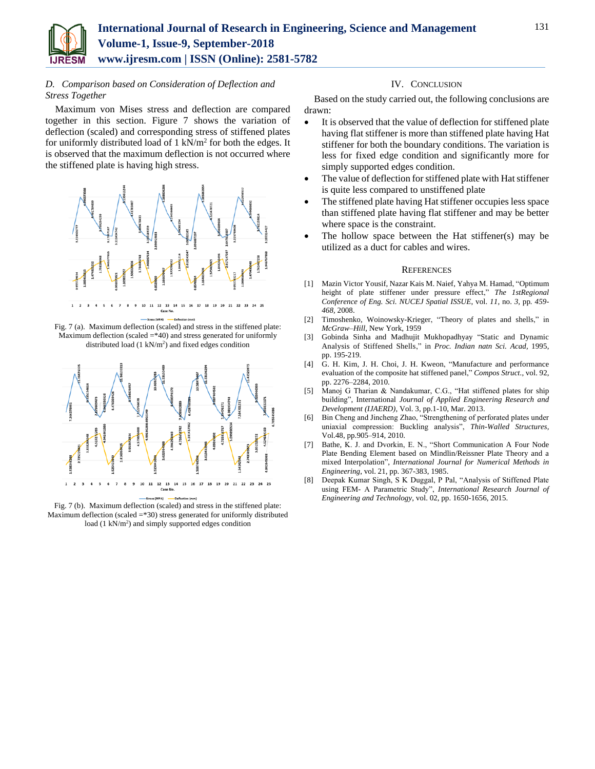### D. *Comparison based on Consideration of Deflection and Stress Together*

Maximum von Mises stress and deflection are compared together in this section. Figure 7 shows the variation of deflection (scaled) and corresponding stress of stiffened plates for uniformly distributed load of 1 kN/m$^2$ for both the edges. It is observed that the maximum deflection is not occurred where the stiffened plate is having high stress.

Fig. 7 (a). Maximum deflection (scaled) and stress in the stiffened plate: Maximum deflection (scaled =*40) and stress generated for uniformly distributed load (1 kN/m$^2$) and fixed edges condition

Fig. 7 (b). Maximum deflection (scaled) and stress in the stiffened plate: Maximum deflection (scaled =*30) stress generated for uniformly distributed load (1 kN/m$^2$) and simply supported edges condition

## IV. Conclusion

Based on the study carried out, the following conclusions are drawn:

- It is observed that the value of deflection for stiffened plate having flat stiffener is more than stiffened plate having Hat stiffener for both the boundary conditions. The variation is less for fixed edge condition and significantly more for simply supported edges condition.
- The value of deflection for stiffened plate with Hat stiffener is quite less compared to unstiffened plate
- The stiffened plate having Hat stiffener occupies less space than stiffened plate having flat stiffener and may be better where space is the constraint.
- The hollow space between the Hat stiffener(s) may be utilized as a duct for cables and wires.

## References

[1] Mazin Victor Yousif, Nazar Kais M. Naief, Yahya M. Hamad, "Optimum height of plate stiffener under pressure effect," *The 1stRegional Conference of Eng. Sci. NUCEJ Spatial ISSUE*, vol. *11*, no. *3*, pp. *459-468*, 2008.

[2] Timoshenko, Woinowsky-Krieger, "Theory of plates and shells," in *McGraw–Hill*, New York, 1959

[3] Gobinda Sinha and Madhujit Mukhopadhyay "Static and Dynamic Analysis of Stiffened Shells," in *Proc. Indian natn Sci. Acad*, 1995, pp. 195-219.

[4] G. H. Kim, J. H. Choi, J. H. Kweon, "Manufacture and performance evaluation of the composite hat stiffened panel," *Compos Struct.*, vol. 92, pp. 2276–2284, 2010.

[5] Manoj G Tharian & Nandakumar, C.G., "Hat stiffened plates for ship building", International *Journal of Applied Engineering Research and Development (IJAERD)*, Vol. 3, pp.1-10, Mar. 2013.

[6] Bin Cheng and Jincheng Zhao, "Strengthening of perforated plates under uniaxial compression: Buckling analysis", *Thin-Walled Structures*, Vol.48, pp.905–914, 2010.

[7] Bathe, K. J. and Dvorkin, E. N., "Short Communication A Four Node Plate Bending Element based on Mindlin/Reissner Plate Theory and a mixed Interpolation", *International Journal for Numerical Methods in Engineering*, vol. 21, pp. 367-383, 1985.

[8] Deepak Kumar Singh, S K Duggal, P Pal, "Analysis of Stiffened Plate using FEM- A Parametric Study", *International Research Journal of Engineering and Technology*, vol. 02, pp. 1650-1656, 2015.